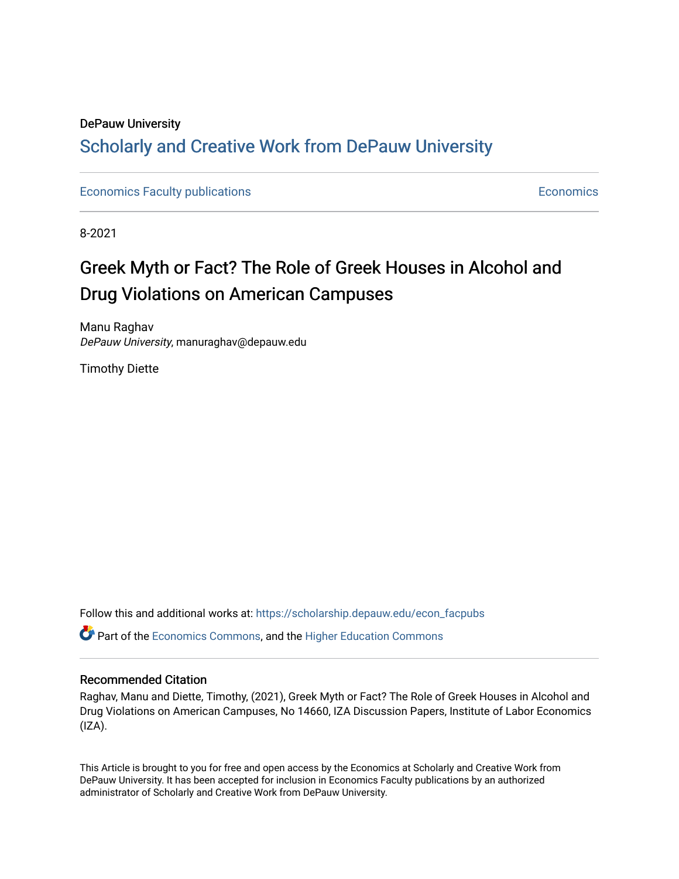DePauw University

# Scholarly and Creative Work from DePauw University

Economics Faculty publications

Economics

8-2021

## Greek Myth or Fact? The Role of Greek Houses in Alcohol and Drug Violations on American Campuses

Manu Raghav
*DePauw University*, manuraghav@depauw.edu

Timothy Diette

Follow this and additional works at: https://scholarship.depauw.edu/econ_facpubs

Part of the Economics Commons, and the Higher Education Commons

### Recommended Citation

Raghav, Manu and Diette, Timothy, (2021), Greek Myth or Fact? The Role of Greek Houses in Alcohol and Drug Violations on American Campuses, No 14660, IZA Discussion Papers, Institute of Labor Economics (IZA).

This Article is brought to you for free and open access by the Economics at Scholarly and Creative Work from DePauw University. It has been accepted for inclusion in Economics Faculty publications by an authorized administrator of Scholarly and Creative Work from DePauw University.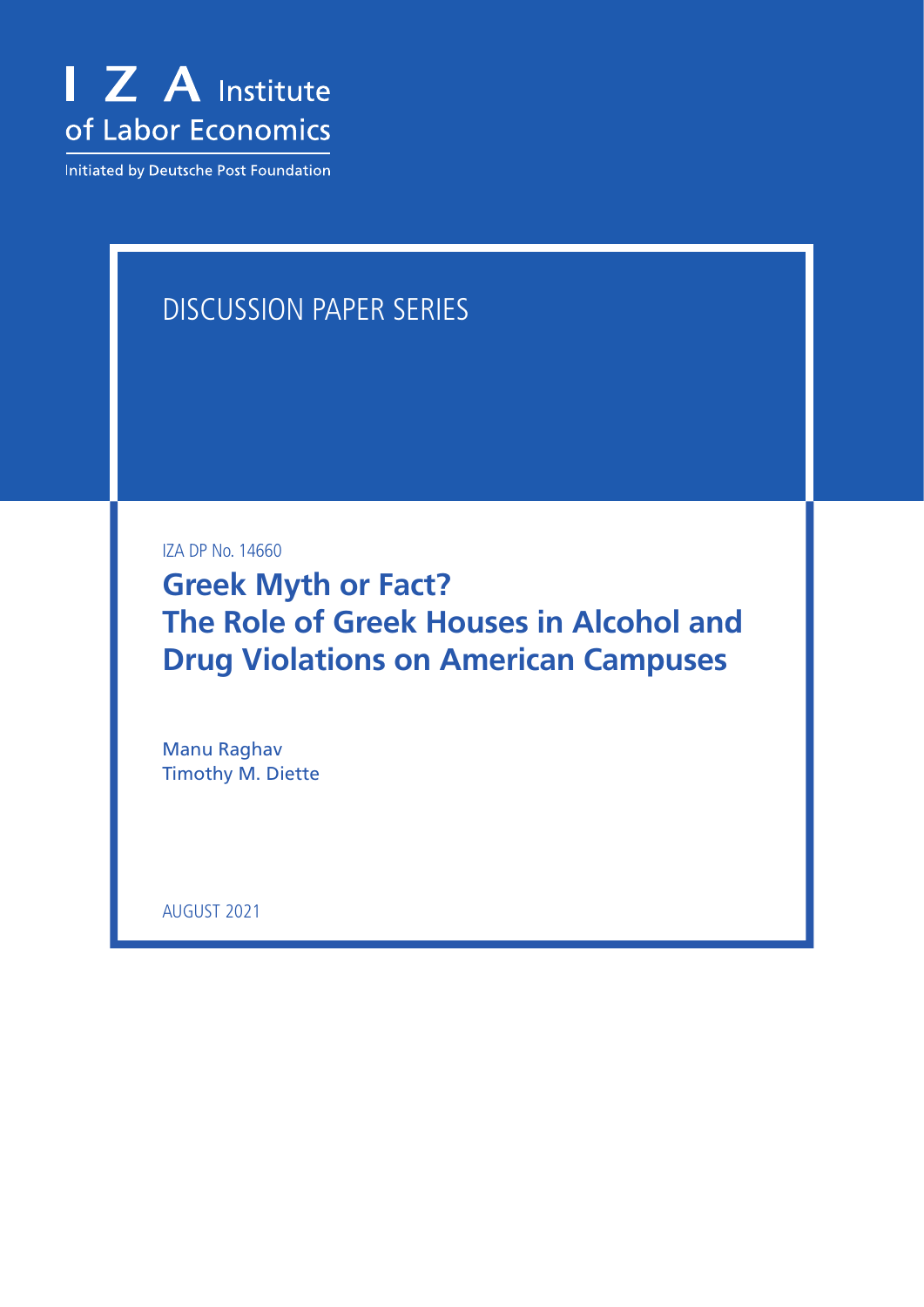I Z A Institute of Labor Economics

Initiated by Deutsche Post Foundation

DISCUSSION PAPER SERIES

IZA DP No. 14660

# Greek Myth or Fact? The Role of Greek Houses in Alcohol and Drug Violations on American Campuses

Manu Raghav
Timothy M. Diette

AUGUST 2021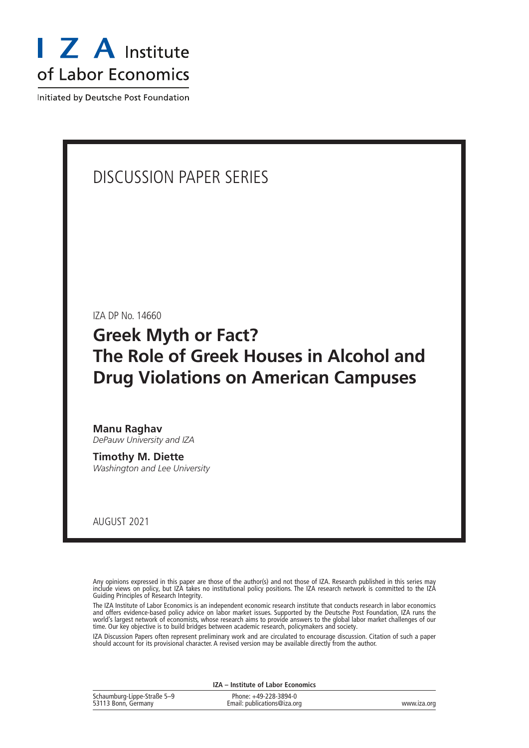# I Z A Institute of Labor Economics

Initiated by Deutsche Post Foundation

## DISCUSSION PAPER SERIES

IZA DP No. 14660

# Greek Myth or Fact? The Role of Greek Houses in Alcohol and Drug Violations on American Campuses

**Manu Raghav**
*DePauw University and IZA*

**Timothy M. Diette**
*Washington and Lee University*

AUGUST 2021

Any opinions expressed in this paper are those of the author(s) and not those of IZA. Research published in this series may include views on policy, but IZA takes no institutional policy positions. The IZA research network is committed to the IZA Guiding Principles of Research Integrity.

The IZA Institute of Labor Economics is an independent economic research institute that conducts research in labor economics and offers evidence-based policy advice on labor market issues. Supported by the Deutsche Post Foundation, IZA runs the world's largest network of economists, whose research aims to provide answers to the global labor market challenges of our time. Our key objective is to build bridges between academic research, policymakers and society.

IZA Discussion Papers often represent preliminary work and are circulated to encourage discussion. Citation of such a paper should account for its provisional character. A revised version may be available directly from the author.

**IZA – Institute of Labor Economics**

Schaumburg-Lippe-Straße 5–9
53113 Bonn, Germany

Phone: +49-228-3894-0
Email: publications@iza.org

www.iza.org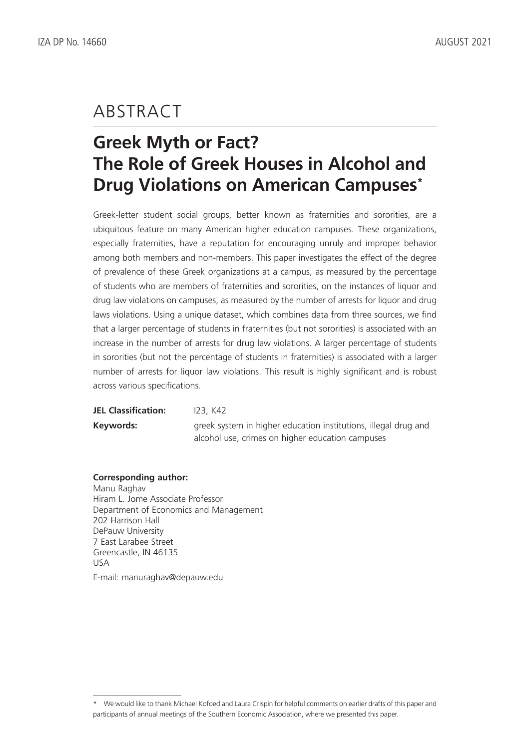# ABSTRACT

## Greek Myth or Fact? The Role of Greek Houses in Alcohol and Drug Violations on American Campuses*

Greek-letter student social groups, better known as fraternities and sororities, are a ubiquitous feature on many American higher education campuses. These organizations, especially fraternities, have a reputation for encouraging unruly and improper behavior among both members and non-members. This paper investigates the effect of the degree of prevalence of these Greek organizations at a campus, as measured by the percentage of students who are members of fraternities and sororities, on the instances of liquor and drug law violations on campuses, as measured by the number of arrests for liquor and drug laws violations. Using a unique dataset, which combines data from three sources, we find that a larger percentage of students in fraternities (but not sororities) is associated with an increase in the number of arrests for drug law violations. A larger percentage of students in sororities (but not the percentage of students in fraternities) is associated with a larger number of arrests for liquor law violations. This result is highly significant and is robust across various specifications.

**JEL Classification:** I23, K42

**Keywords:** greek system in higher education institutions, illegal drug and alcohol use, crimes on higher education campuses

**Corresponding author:**
Manu Raghav
Hiram L. Jome Associate Professor
Department of Economics and Management
202 Harrison Hall
DePauw University
7 East Larabee Street
Greencastle, IN 46135
USA

E-mail: manuraghav@depauw.edu

\* We would like to thank Michael Kofoed and Laura Crispin for helpful comments on earlier drafts of this paper and participants of annual meetings of the Southern Economic Association, where we presented this paper.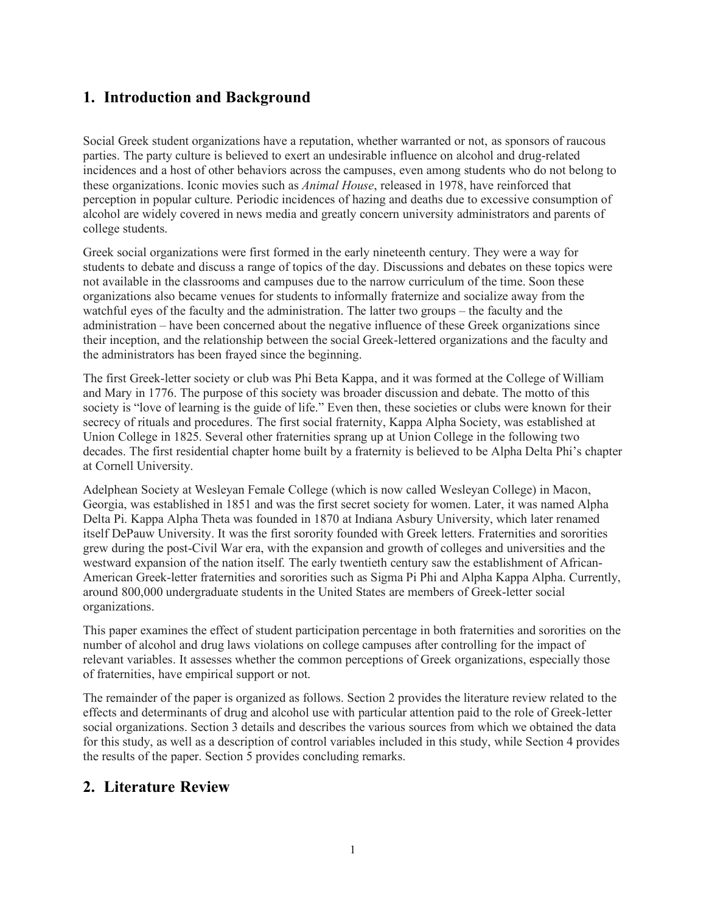## 1. Introduction and Background

Social Greek student organizations have a reputation, whether warranted or not, as sponsors of raucous parties. The party culture is believed to exert an undesirable influence on alcohol and drug-related incidences and a host of other behaviors across the campuses, even among students who do not belong to these organizations. Iconic movies such as *Animal House*, released in 1978, have reinforced that perception in popular culture. Periodic incidences of hazing and deaths due to excessive consumption of alcohol are widely covered in news media and greatly concern university administrators and parents of college students.

Greek social organizations were first formed in the early nineteenth century. They were a way for students to debate and discuss a range of topics of the day. Discussions and debates on these topics were not available in the classrooms and campuses due to the narrow curriculum of the time. Soon these organizations also became venues for students to informally fraternize and socialize away from the watchful eyes of the faculty and the administration. The latter two groups – the faculty and the administration – have been concerned about the negative influence of these Greek organizations since their inception, and the relationship between the social Greek-lettered organizations and the faculty and the administrators has been frayed since the beginning.

The first Greek-letter society or club was Phi Beta Kappa, and it was formed at the College of William and Mary in 1776. The purpose of this society was broader discussion and debate. The motto of this society is "love of learning is the guide of life." Even then, these societies or clubs were known for their secrecy of rituals and procedures. The first social fraternity, Kappa Alpha Society, was established at Union College in 1825. Several other fraternities sprang up at Union College in the following two decades. The first residential chapter home built by a fraternity is believed to be Alpha Delta Phi's chapter at Cornell University.

Adelphean Society at Wesleyan Female College (which is now called Wesleyan College) in Macon, Georgia, was established in 1851 and was the first secret society for women. Later, it was named Alpha Delta Pi. Kappa Alpha Theta was founded in 1870 at Indiana Asbury University, which later renamed itself DePauw University. It was the first sorority founded with Greek letters. Fraternities and sororities grew during the post-Civil War era, with the expansion and growth of colleges and universities and the westward expansion of the nation itself. The early twentieth century saw the establishment of African-American Greek-letter fraternities and sororities such as Sigma Pi Phi and Alpha Kappa Alpha. Currently, around 800,000 undergraduate students in the United States are members of Greek-letter social organizations.

This paper examines the effect of student participation percentage in both fraternities and sororities on the number of alcohol and drug laws violations on college campuses after controlling for the impact of relevant variables. It assesses whether the common perceptions of Greek organizations, especially those of fraternities, have empirical support or not.

The remainder of the paper is organized as follows. Section 2 provides the literature review related to the effects and determinants of drug and alcohol use with particular attention paid to the role of Greek-letter social organizations. Section 3 details and describes the various sources from which we obtained the data for this study, as well as a description of control variables included in this study, while Section 4 provides the results of the paper. Section 5 provides concluding remarks.

## 2. Literature Review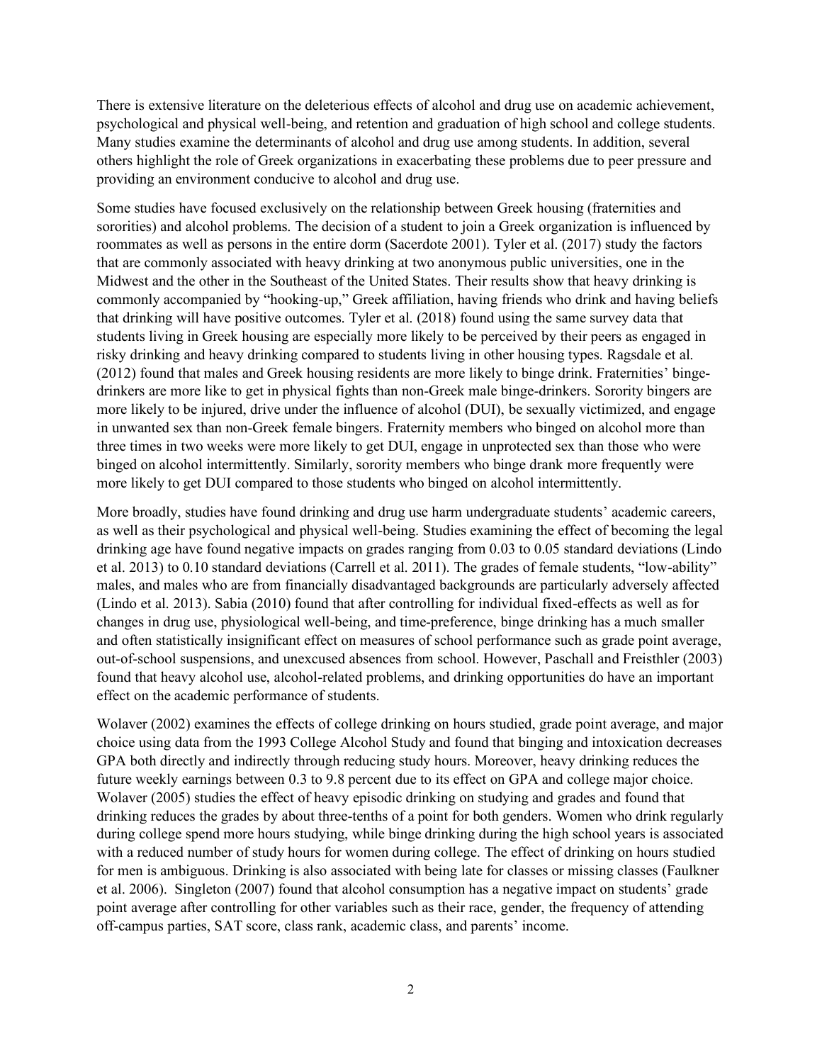There is extensive literature on the deleterious effects of alcohol and drug use on academic achievement, psychological and physical well-being, and retention and graduation of high school and college students. Many studies examine the determinants of alcohol and drug use among students. In addition, several others highlight the role of Greek organizations in exacerbating these problems due to peer pressure and providing an environment conducive to alcohol and drug use.

Some studies have focused exclusively on the relationship between Greek housing (fraternities and sororities) and alcohol problems. The decision of a student to join a Greek organization is influenced by roommates as well as persons in the entire dorm (Sacerdote 2001). Tyler et al. (2017) study the factors that are commonly associated with heavy drinking at two anonymous public universities, one in the Midwest and the other in the Southeast of the United States. Their results show that heavy drinking is commonly accompanied by "hooking-up," Greek affiliation, having friends who drink and having beliefs that drinking will have positive outcomes. Tyler et al. (2018) found using the same survey data that students living in Greek housing are especially more likely to be perceived by their peers as engaged in risky drinking and heavy drinking compared to students living in other housing types. Ragsdale et al. (2012) found that males and Greek housing residents are more likely to binge drink. Fraternities' binge-drinkers are more like to get in physical fights than non-Greek male binge-drinkers. Sorority bingers are more likely to be injured, drive under the influence of alcohol (DUI), be sexually victimized, and engage in unwanted sex than non-Greek female bingers. Fraternity members who binged on alcohol more than three times in two weeks were more likely to get DUI, engage in unprotected sex than those who were binged on alcohol intermittently. Similarly, sorority members who binge drank more frequently were more likely to get DUI compared to those students who binged on alcohol intermittently.

More broadly, studies have found drinking and drug use harm undergraduate students' academic careers, as well as their psychological and physical well-being. Studies examining the effect of becoming the legal drinking age have found negative impacts on grades ranging from 0.03 to 0.05 standard deviations (Lindo et al. 2013) to 0.10 standard deviations (Carrell et al. 2011). The grades of female students, "low-ability" males, and males who are from financially disadvantaged backgrounds are particularly adversely affected (Lindo et al. 2013). Sabia (2010) found that after controlling for individual fixed-effects as well as for changes in drug use, physiological well-being, and time-preference, binge drinking has a much smaller and often statistically insignificant effect on measures of school performance such as grade point average, out-of-school suspensions, and unexcused absences from school. However, Paschall and Freisthler (2003) found that heavy alcohol use, alcohol-related problems, and drinking opportunities do have an important effect on the academic performance of students.

Wolaver (2002) examines the effects of college drinking on hours studied, grade point average, and major choice using data from the 1993 College Alcohol Study and found that binging and intoxication decreases GPA both directly and indirectly through reducing study hours. Moreover, heavy drinking reduces the future weekly earnings between 0.3 to 9.8 percent due to its effect on GPA and college major choice. Wolaver (2005) studies the effect of heavy episodic drinking on studying and grades and found that drinking reduces the grades by about three-tenths of a point for both genders. Women who drink regularly during college spend more hours studying, while binge drinking during the high school years is associated with a reduced number of study hours for women during college. The effect of drinking on hours studied for men is ambiguous. Drinking is also associated with being late for classes or missing classes (Faulkner et al. 2006). Singleton (2007) found that alcohol consumption has a negative impact on students' grade point average after controlling for other variables such as their race, gender, the frequency of attending off-campus parties, SAT score, class rank, academic class, and parents' income.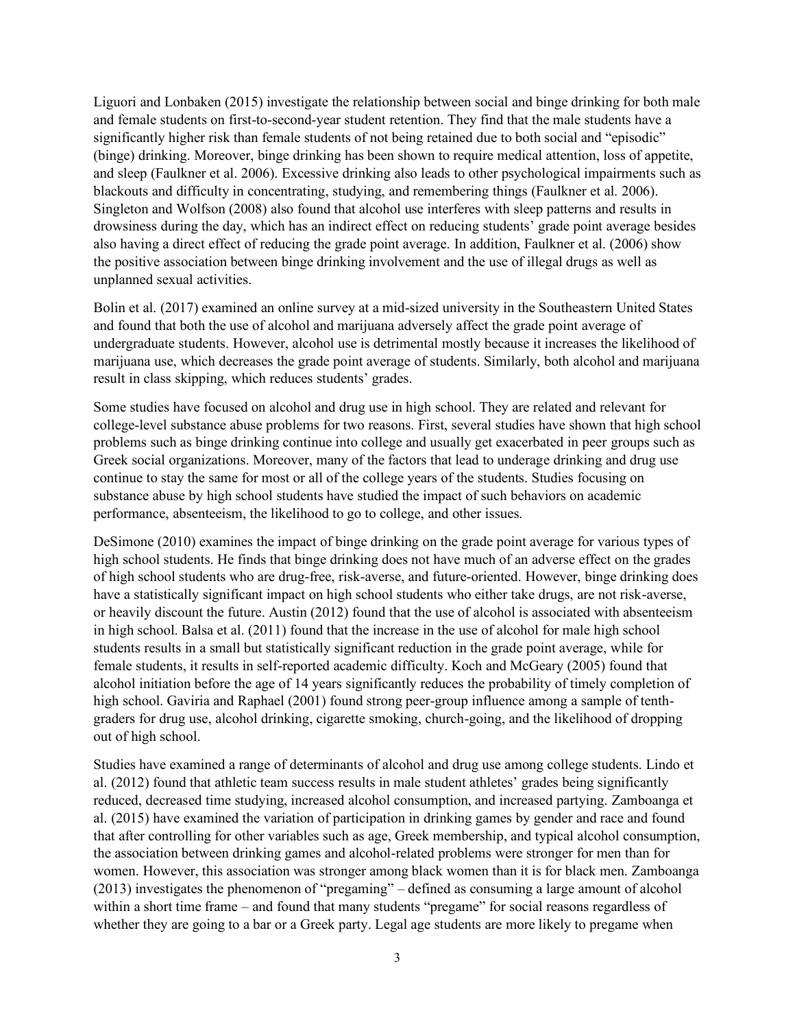Liguori and Lonbaken (2015) investigate the relationship between social and binge drinking for both male and female students on first-to-second-year student retention. They find that the male students have a significantly higher risk than female students of not being retained due to both social and "episodic" (binge) drinking. Moreover, binge drinking has been shown to require medical attention, loss of appetite, and sleep (Faulkner et al. 2006). Excessive drinking also leads to other psychological impairments such as blackouts and difficulty in concentrating, studying, and remembering things (Faulkner et al. 2006). Singleton and Wolfson (2008) also found that alcohol use interferes with sleep patterns and results in drowsiness during the day, which has an indirect effect on reducing students' grade point average besides also having a direct effect of reducing the grade point average. In addition, Faulkner et al. (2006) show the positive association between binge drinking involvement and the use of illegal drugs as well as unplanned sexual activities.

Bolin et al. (2017) examined an online survey at a mid-sized university in the Southeastern United States and found that both the use of alcohol and marijuana adversely affect the grade point average of undergraduate students. However, alcohol use is detrimental mostly because it increases the likelihood of marijuana use, which decreases the grade point average of students. Similarly, both alcohol and marijuana result in class skipping, which reduces students' grades.

Some studies have focused on alcohol and drug use in high school. They are related and relevant for college-level substance abuse problems for two reasons. First, several studies have shown that high school problems such as binge drinking continue into college and usually get exacerbated in peer groups such as Greek social organizations. Moreover, many of the factors that lead to underage drinking and drug use continue to stay the same for most or all of the college years of the students. Studies focusing on substance abuse by high school students have studied the impact of such behaviors on academic performance, absenteeism, the likelihood to go to college, and other issues.

DeSimone (2010) examines the impact of binge drinking on the grade point average for various types of high school students. He finds that binge drinking does not have much of an adverse effect on the grades of high school students who are drug-free, risk-averse, and future-oriented. However, binge drinking does have a statistically significant impact on high school students who either take drugs, are not risk-averse, or heavily discount the future. Austin (2012) found that the use of alcohol is associated with absenteeism in high school. Balsa et al. (2011) found that the increase in the use of alcohol for male high school students results in a small but statistically significant reduction in the grade point average, while for female students, it results in self-reported academic difficulty. Koch and McGeary (2005) found that alcohol initiation before the age of 14 years significantly reduces the probability of timely completion of high school. Gaviria and Raphael (2001) found strong peer-group influence among a sample of tenth-graders for drug use, alcohol drinking, cigarette smoking, church-going, and the likelihood of dropping out of high school.

Studies have examined a range of determinants of alcohol and drug use among college students. Lindo et al. (2012) found that athletic team success results in male student athletes' grades being significantly reduced, decreased time studying, increased alcohol consumption, and increased partying. Zamboanga et al. (2015) have examined the variation of participation in drinking games by gender and race and found that after controlling for other variables such as age, Greek membership, and typical alcohol consumption, the association between drinking games and alcohol-related problems were stronger for men than for women. However, this association was stronger among black women than it is for black men. Zamboanga (2013) investigates the phenomenon of "pregaming" – defined as consuming a large amount of alcohol within a short time frame – and found that many students "pregame" for social reasons regardless of whether they are going to a bar or a Greek party. Legal age students are more likely to pregame when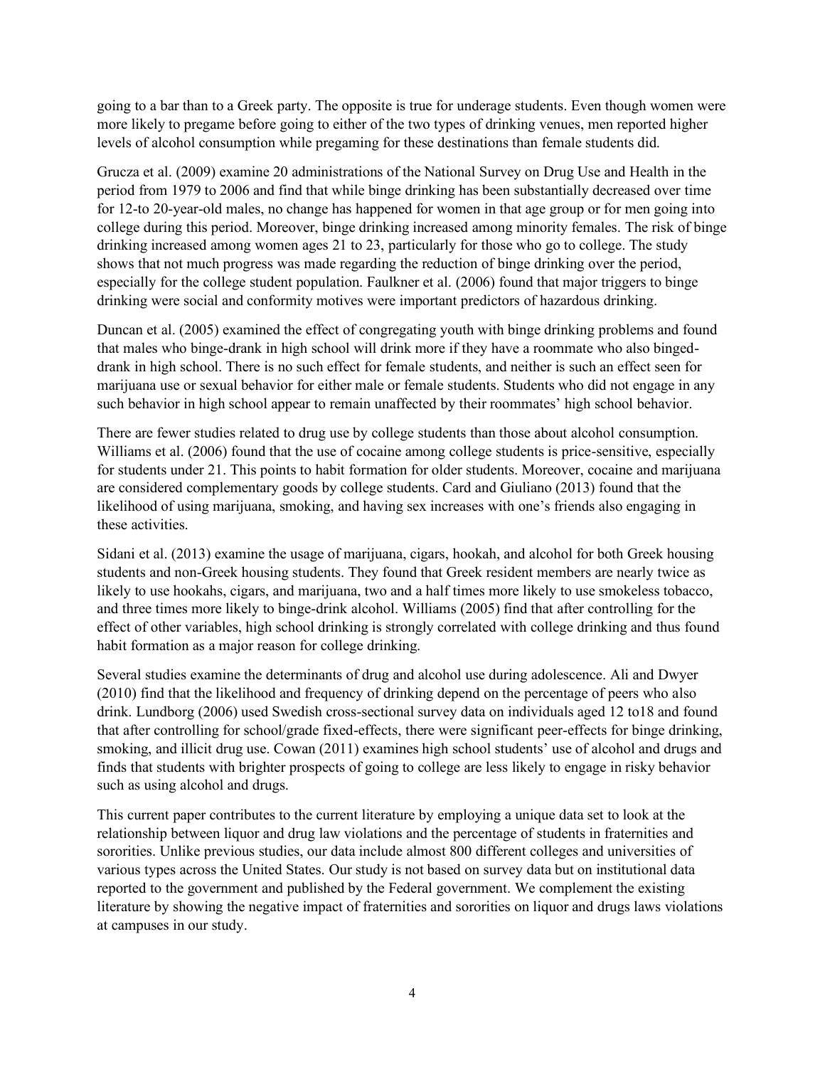going to a bar than to a Greek party. The opposite is true for underage students. Even though women were more likely to pregame before going to either of the two types of drinking venues, men reported higher levels of alcohol consumption while pregaming for these destinations than female students did.

Grucza et al. (2009) examine 20 administrations of the National Survey on Drug Use and Health in the period from 1979 to 2006 and find that while binge drinking has been substantially decreased over time for 12-to 20-year-old males, no change has happened for women in that age group or for men going into college during this period. Moreover, binge drinking increased among minority females. The risk of binge drinking increased among women ages 21 to 23, particularly for those who go to college. The study shows that not much progress was made regarding the reduction of binge drinking over the period, especially for the college student population. Faulkner et al. (2006) found that major triggers to binge drinking were social and conformity motives were important predictors of hazardous drinking.

Duncan et al. (2005) examined the effect of congregating youth with binge drinking problems and found that males who binge-drank in high school will drink more if they have a roommate who also binged-drank in high school. There is no such effect for female students, and neither is such an effect seen for marijuana use or sexual behavior for either male or female students. Students who did not engage in any such behavior in high school appear to remain unaffected by their roommates' high school behavior.

There are fewer studies related to drug use by college students than those about alcohol consumption. Williams et al. (2006) found that the use of cocaine among college students is price-sensitive, especially for students under 21. This points to habit formation for older students. Moreover, cocaine and marijuana are considered complementary goods by college students. Card and Giuliano (2013) found that the likelihood of using marijuana, smoking, and having sex increases with one's friends also engaging in these activities.

Sidani et al. (2013) examine the usage of marijuana, cigars, hookah, and alcohol for both Greek housing students and non-Greek housing students. They found that Greek resident members are nearly twice as likely to use hookahs, cigars, and marijuana, two and a half times more likely to use smokeless tobacco, and three times more likely to binge-drink alcohol. Williams (2005) find that after controlling for the effect of other variables, high school drinking is strongly correlated with college drinking and thus found habit formation as a major reason for college drinking.

Several studies examine the determinants of drug and alcohol use during adolescence. Ali and Dwyer (2010) find that the likelihood and frequency of drinking depend on the percentage of peers who also drink. Lundborg (2006) used Swedish cross-sectional survey data on individuals aged 12 to18 and found that after controlling for school/grade fixed-effects, there were significant peer-effects for binge drinking, smoking, and illicit drug use. Cowan (2011) examines high school students' use of alcohol and drugs and finds that students with brighter prospects of going to college are less likely to engage in risky behavior such as using alcohol and drugs.

This current paper contributes to the current literature by employing a unique data set to look at the relationship between liquor and drug law violations and the percentage of students in fraternities and sororities. Unlike previous studies, our data include almost 800 different colleges and universities of various types across the United States. Our study is not based on survey data but on institutional data reported to the government and published by the Federal government. We complement the existing literature by showing the negative impact of fraternities and sororities on liquor and drugs laws violations at campuses in our study.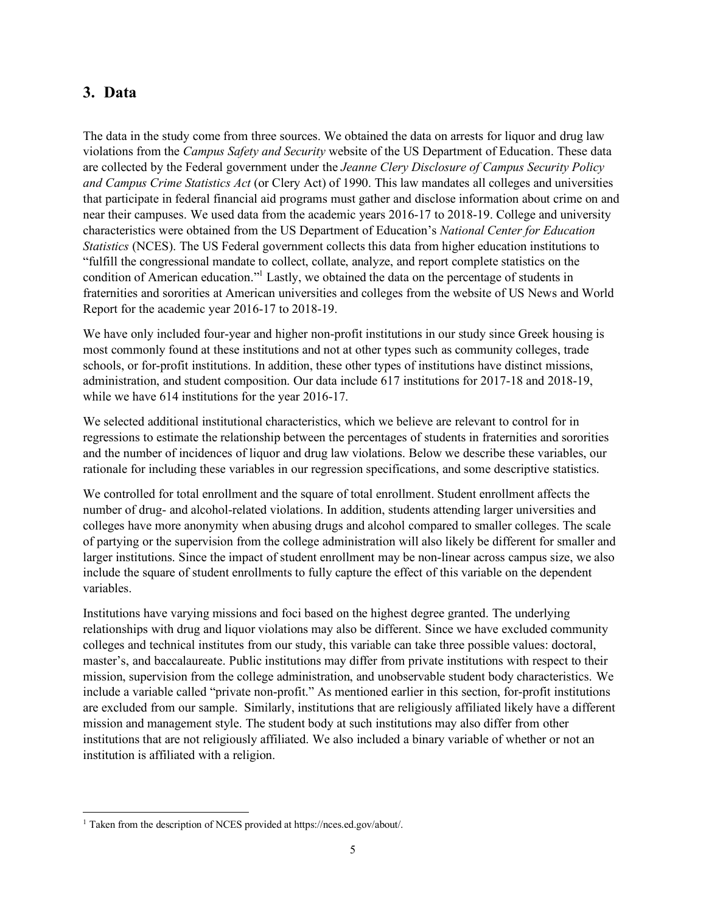## 3. Data

The data in the study come from three sources. We obtained the data on arrests for liquor and drug law violations from the *Campus Safety and Security* website of the US Department of Education. These data are collected by the Federal government under the *Jeanne Clery Disclosure of Campus Security Policy and Campus Crime Statistics Act* (or Clery Act) of 1990. This law mandates all colleges and universities that participate in federal financial aid programs must gather and disclose information about crime on and near their campuses. We used data from the academic years 2016-17 to 2018-19. College and university characteristics were obtained from the US Department of Education's *National Center for Education Statistics* (NCES). The US Federal government collects this data from higher education institutions to "fulfill the congressional mandate to collect, collate, analyze, and report complete statistics on the condition of American education."[1] Lastly, we obtained the data on the percentage of students in fraternities and sororities at American universities and colleges from the website of US News and World Report for the academic year 2016-17 to 2018-19.

We have only included four-year and higher non-profit institutions in our study since Greek housing is most commonly found at these institutions and not at other types such as community colleges, trade schools, or for-profit institutions. In addition, these other types of institutions have distinct missions, administration, and student composition. Our data include 617 institutions for 2017-18 and 2018-19, while we have 614 institutions for the year 2016-17.

We selected additional institutional characteristics, which we believe are relevant to control for in regressions to estimate the relationship between the percentages of students in fraternities and sororities and the number of incidences of liquor and drug law violations. Below we describe these variables, our rationale for including these variables in our regression specifications, and some descriptive statistics.

We controlled for total enrollment and the square of total enrollment. Student enrollment affects the number of drug- and alcohol-related violations. In addition, students attending larger universities and colleges have more anonymity when abusing drugs and alcohol compared to smaller colleges. The scale of partying or the supervision from the college administration will also likely be different for smaller and larger institutions. Since the impact of student enrollment may be non-linear across campus size, we also include the square of student enrollments to fully capture the effect of this variable on the dependent variables.

Institutions have varying missions and foci based on the highest degree granted. The underlying relationships with drug and liquor violations may also be different. Since we have excluded community colleges and technical institutes from our study, this variable can take three possible values: doctoral, master's, and baccalaureate. Public institutions may differ from private institutions with respect to their mission, supervision from the college administration, and unobservable student body characteristics. We include a variable called "private non-profit." As mentioned earlier in this section, for-profit institutions are excluded from our sample. Similarly, institutions that are religiously affiliated likely have a different mission and management style. The student body at such institutions may also differ from other institutions that are not religiously affiliated. We also included a binary variable of whether or not an institution is affiliated with a religion.

[1] Taken from the description of NCES provided at https://nces.ed.gov/about/.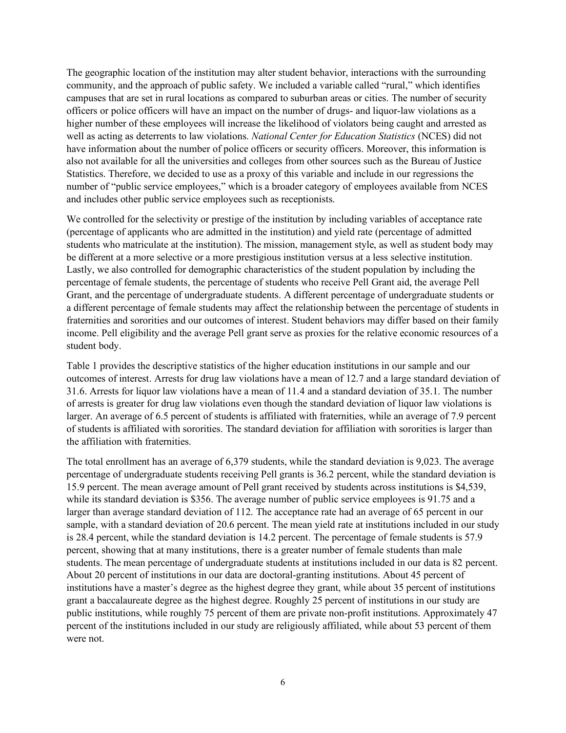The geographic location of the institution may alter student behavior, interactions with the surrounding community, and the approach of public safety. We included a variable called "rural," which identifies campuses that are set in rural locations as compared to suburban areas or cities. The number of security officers or police officers will have an impact on the number of drugs- and liquor-law violations as a higher number of these employees will increase the likelihood of violators being caught and arrested as well as acting as deterrents to law violations. *National Center for Education Statistics* (NCES) did not have information about the number of police officers or security officers. Moreover, this information is also not available for all the universities and colleges from other sources such as the Bureau of Justice Statistics. Therefore, we decided to use as a proxy of this variable and include in our regressions the number of "public service employees," which is a broader category of employees available from NCES and includes other public service employees such as receptionists.

We controlled for the selectivity or prestige of the institution by including variables of acceptance rate (percentage of applicants who are admitted in the institution) and yield rate (percentage of admitted students who matriculate at the institution). The mission, management style, as well as student body may be different at a more selective or a more prestigious institution versus at a less selective institution. Lastly, we also controlled for demographic characteristics of the student population by including the percentage of female students, the percentage of students who receive Pell Grant aid, the average Pell Grant, and the percentage of undergraduate students. A different percentage of undergraduate students or a different percentage of female students may affect the relationship between the percentage of students in fraternities and sororities and our outcomes of interest. Student behaviors may differ based on their family income. Pell eligibility and the average Pell grant serve as proxies for the relative economic resources of a student body.

Table 1 provides the descriptive statistics of the higher education institutions in our sample and our outcomes of interest. Arrests for drug law violations have a mean of 12.7 and a large standard deviation of 31.6. Arrests for liquor law violations have a mean of 11.4 and a standard deviation of 35.1. The number of arrests is greater for drug law violations even though the standard deviation of liquor law violations is larger. An average of 6.5 percent of students is affiliated with fraternities, while an average of 7.9 percent of students is affiliated with sororities. The standard deviation for affiliation with sororities is larger than the affiliation with fraternities.

The total enrollment has an average of 6,379 students, while the standard deviation is 9,023. The average percentage of undergraduate students receiving Pell grants is 36.2 percent, while the standard deviation is 15.9 percent. The mean average amount of Pell grant received by students across institutions is $4,539, while its standard deviation is $356. The average number of public service employees is 91.75 and a larger than average standard deviation of 112. The acceptance rate had an average of 65 percent in our sample, with a standard deviation of 20.6 percent. The mean yield rate at institutions included in our study is 28.4 percent, while the standard deviation is 14.2 percent. The percentage of female students is 57.9 percent, showing that at many institutions, there is a greater number of female students than male students. The mean percentage of undergraduate students at institutions included in our data is 82 percent. About 20 percent of institutions in our data are doctoral-granting institutions. About 45 percent of institutions have a master's degree as the highest degree they grant, while about 35 percent of institutions grant a baccalaureate degree as the highest degree. Roughly 25 percent of institutions in our study are public institutions, while roughly 75 percent of them are private non-profit institutions. Approximately 47 percent of the institutions included in our study are religiously affiliated, while about 53 percent of them were not.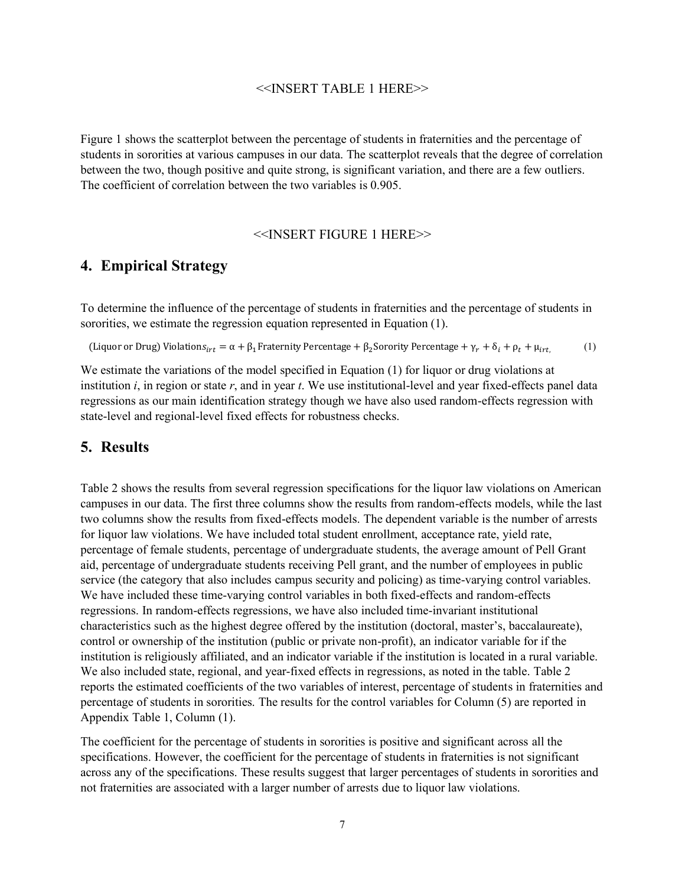<<INSERT TABLE 1 HERE>>

Figure 1 shows the scatterplot between the percentage of students in fraternities and the percentage of students in sororities at various campuses in our data. The scatterplot reveals that the degree of correlation between the two, though positive and quite strong, is significant variation, and there are a few outliers. The coefficient of correlation between the two variables is 0.905.

<<INSERT FIGURE 1 HERE>>

## 4. Empirical Strategy

To determine the influence of the percentage of students in fraternities and the percentage of students in sororities, we estimate the regression equation represented in Equation (1).

$$\text{(Liquor or Drug) Violations}_{irt} = \alpha + \beta_1 \text{Fraternity Percentage} + \beta_2 \text{Sorority Percentage} + \gamma_r + \delta_i + \rho_t + \mu_{irt,} \qquad (1)$$

We estimate the variations of the model specified in Equation (1) for liquor or drug violations at institution *i*, in region or state *r*, and in year *t*. We use institutional-level and year fixed-effects panel data regressions as our main identification strategy though we have also used random-effects regression with state-level and regional-level fixed effects for robustness checks.

## 5. Results

Table 2 shows the results from several regression specifications for the liquor law violations on American campuses in our data. The first three columns show the results from random-effects models, while the last two columns show the results from fixed-effects models. The dependent variable is the number of arrests for liquor law violations. We have included total student enrollment, acceptance rate, yield rate, percentage of female students, percentage of undergraduate students, the average amount of Pell Grant aid, percentage of undergraduate students receiving Pell grant, and the number of employees in public service (the category that also includes campus security and policing) as time-varying control variables. We have included these time-varying control variables in both fixed-effects and random-effects regressions. In random-effects regressions, we have also included time-invariant institutional characteristics such as the highest degree offered by the institution (doctoral, master's, baccalaureate), control or ownership of the institution (public or private non-profit), an indicator variable for if the institution is religiously affiliated, and an indicator variable if the institution is located in a rural variable. We also included state, regional, and year-fixed effects in regressions, as noted in the table. Table 2 reports the estimated coefficients of the two variables of interest, percentage of students in fraternities and percentage of students in sororities. The results for the control variables for Column (5) are reported in Appendix Table 1, Column (1).

The coefficient for the percentage of students in sororities is positive and significant across all the specifications. However, the coefficient for the percentage of students in fraternities is not significant across any of the specifications. These results suggest that larger percentages of students in sororities and not fraternities are associated with a larger number of arrests due to liquor law violations.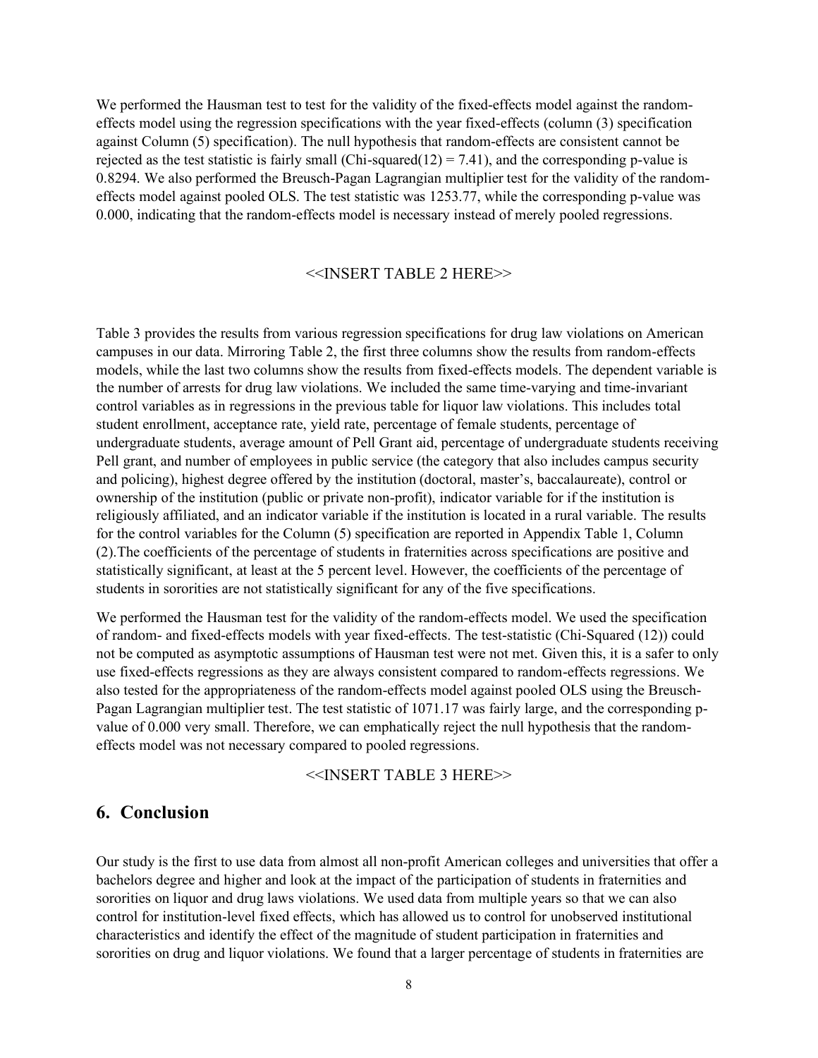We performed the Hausman test to test for the validity of the fixed-effects model against the random-effects model using the regression specifications with the year fixed-effects (column (3) specification against Column (5) specification). The null hypothesis that random-effects are consistent cannot be rejected as the test statistic is fairly small (Chi-squared(12) = 7.41), and the corresponding p-value is 0.8294. We also performed the Breusch-Pagan Lagrangian multiplier test for the validity of the random-effects model against pooled OLS. The test statistic was 1253.77, while the corresponding p-value was 0.000, indicating that the random-effects model is necessary instead of merely pooled regressions.

<<INSERT TABLE 2 HERE>>

Table 3 provides the results from various regression specifications for drug law violations on American campuses in our data. Mirroring Table 2, the first three columns show the results from random-effects models, while the last two columns show the results from fixed-effects models. The dependent variable is the number of arrests for drug law violations. We included the same time-varying and time-invariant control variables as in regressions in the previous table for liquor law violations. This includes total student enrollment, acceptance rate, yield rate, percentage of female students, percentage of undergraduate students, average amount of Pell Grant aid, percentage of undergraduate students receiving Pell grant, and number of employees in public service (the category that also includes campus security and policing), highest degree offered by the institution (doctoral, master's, baccalaureate), control or ownership of the institution (public or private non-profit), indicator variable for if the institution is religiously affiliated, and an indicator variable if the institution is located in a rural variable. The results for the control variables for the Column (5) specification are reported in Appendix Table 1, Column (2).The coefficients of the percentage of students in fraternities across specifications are positive and statistically significant, at least at the 5 percent level. However, the coefficients of the percentage of students in sororities are not statistically significant for any of the five specifications.

We performed the Hausman test for the validity of the random-effects model. We used the specification of random- and fixed-effects models with year fixed-effects. The test-statistic (Chi-Squared (12)) could not be computed as asymptotic assumptions of Hausman test were not met. Given this, it is a safer to only use fixed-effects regressions as they are always consistent compared to random-effects regressions. We also tested for the appropriateness of the random-effects model against pooled OLS using the Breusch-Pagan Lagrangian multiplier test. The test statistic of 1071.17 was fairly large, and the corresponding p-value of 0.000 very small. Therefore, we can emphatically reject the null hypothesis that the random-effects model was not necessary compared to pooled regressions.

<<INSERT TABLE 3 HERE>>

## 6. Conclusion

Our study is the first to use data from almost all non-profit American colleges and universities that offer a bachelors degree and higher and look at the impact of the participation of students in fraternities and sororities on liquor and drug laws violations. We used data from multiple years so that we can also control for institution-level fixed effects, which has allowed us to control for unobserved institutional characteristics and identify the effect of the magnitude of student participation in fraternities and sororities on drug and liquor violations. We found that a larger percentage of students in fraternities are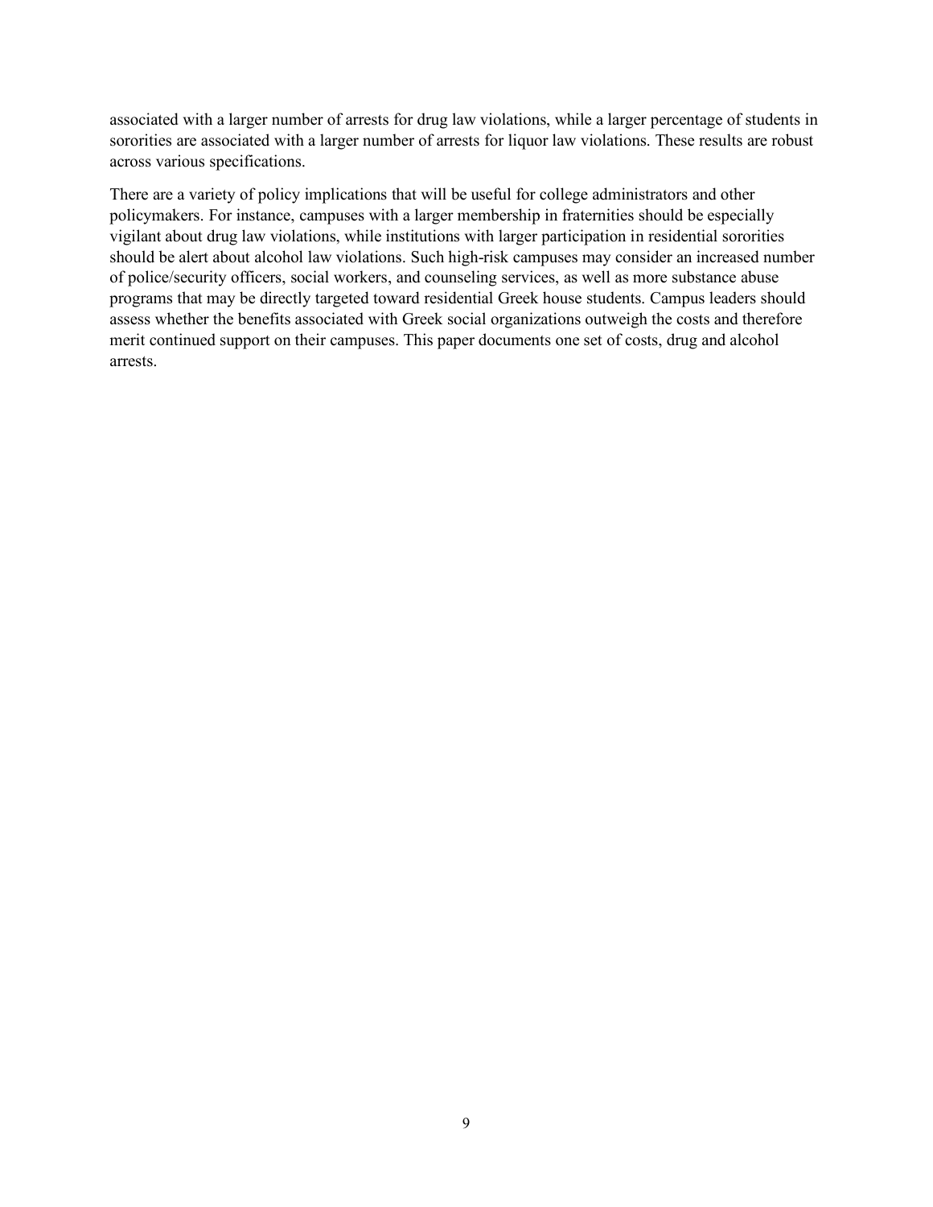associated with a larger number of arrests for drug law violations, while a larger percentage of students in sororities are associated with a larger number of arrests for liquor law violations. These results are robust across various specifications.

There are a variety of policy implications that will be useful for college administrators and other policymakers. For instance, campuses with a larger membership in fraternities should be especially vigilant about drug law violations, while institutions with larger participation in residential sororities should be alert about alcohol law violations. Such high-risk campuses may consider an increased number of police/security officers, social workers, and counseling services, as well as more substance abuse programs that may be directly targeted toward residential Greek house students. Campus leaders should assess whether the benefits associated with Greek social organizations outweigh the costs and therefore merit continued support on their campuses. This paper documents one set of costs, drug and alcohol arrests.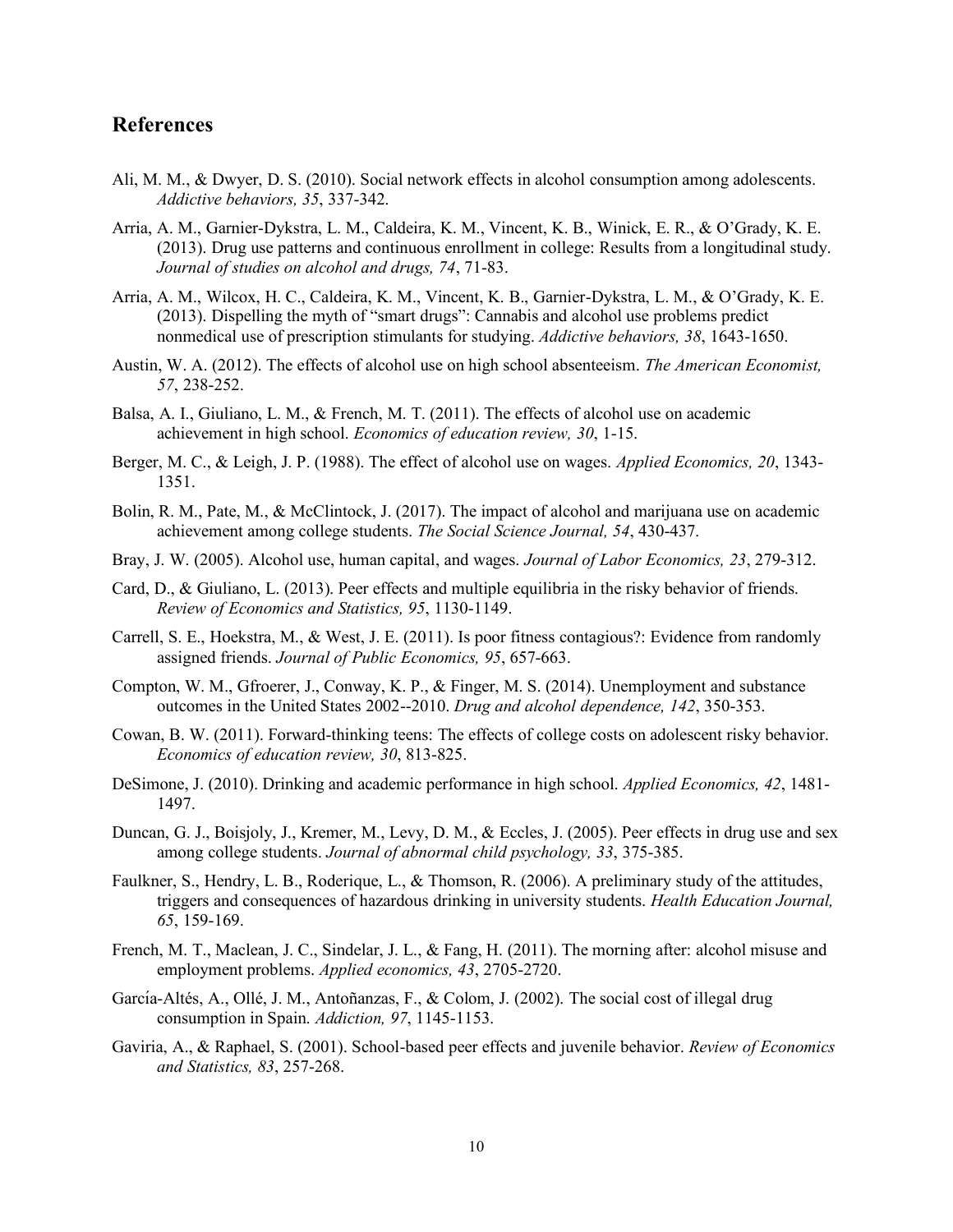## References

Ali, M. M., & Dwyer, D. S. (2010). Social network effects in alcohol consumption among adolescents. *Addictive behaviors, 35*, 337-342.

Arria, A. M., Garnier-Dykstra, L. M., Caldeira, K. M., Vincent, K. B., Winick, E. R., & O'Grady, K. E. (2013). Drug use patterns and continuous enrollment in college: Results from a longitudinal study. *Journal of studies on alcohol and drugs, 74*, 71-83.

Arria, A. M., Wilcox, H. C., Caldeira, K. M., Vincent, K. B., Garnier-Dykstra, L. M., & O'Grady, K. E. (2013). Dispelling the myth of "smart drugs": Cannabis and alcohol use problems predict nonmedical use of prescription stimulants for studying. *Addictive behaviors, 38*, 1643-1650.

Austin, W. A. (2012). The effects of alcohol use on high school absenteeism. *The American Economist, 57*, 238-252.

Balsa, A. I., Giuliano, L. M., & French, M. T. (2011). The effects of alcohol use on academic achievement in high school. *Economics of education review, 30*, 1-15.

Berger, M. C., & Leigh, J. P. (1988). The effect of alcohol use on wages. *Applied Economics, 20*, 1343-1351.

Bolin, R. M., Pate, M., & McClintock, J. (2017). The impact of alcohol and marijuana use on academic achievement among college students. *The Social Science Journal, 54*, 430-437.

Bray, J. W. (2005). Alcohol use, human capital, and wages. *Journal of Labor Economics, 23*, 279-312.

Card, D., & Giuliano, L. (2013). Peer effects and multiple equilibria in the risky behavior of friends. *Review of Economics and Statistics, 95*, 1130-1149.

Carrell, S. E., Hoekstra, M., & West, J. E. (2011). Is poor fitness contagious?: Evidence from randomly assigned friends. *Journal of Public Economics, 95*, 657-663.

Compton, W. M., Gfroerer, J., Conway, K. P., & Finger, M. S. (2014). Unemployment and substance outcomes in the United States 2002--2010. *Drug and alcohol dependence, 142*, 350-353.

Cowan, B. W. (2011). Forward-thinking teens: The effects of college costs on adolescent risky behavior. *Economics of education review, 30*, 813-825.

DeSimone, J. (2010). Drinking and academic performance in high school. *Applied Economics, 42*, 1481-1497.

Duncan, G. J., Boisjoly, J., Kremer, M., Levy, D. M., & Eccles, J. (2005). Peer effects in drug use and sex among college students. *Journal of abnormal child psychology, 33*, 375-385.

Faulkner, S., Hendry, L. B., Roderique, L., & Thomson, R. (2006). A preliminary study of the attitudes, triggers and consequences of hazardous drinking in university students. *Health Education Journal, 65*, 159-169.

French, M. T., Maclean, J. C., Sindelar, J. L., & Fang, H. (2011). The morning after: alcohol misuse and employment problems. *Applied economics, 43*, 2705-2720.

García-Altés, A., Ollé, J. M., Antoñanzas, F., & Colom, J. (2002). The social cost of illegal drug consumption in Spain. *Addiction, 97*, 1145-1153.

Gaviria, A., & Raphael, S. (2001). School-based peer effects and juvenile behavior. *Review of Economics and Statistics, 83*, 257-268.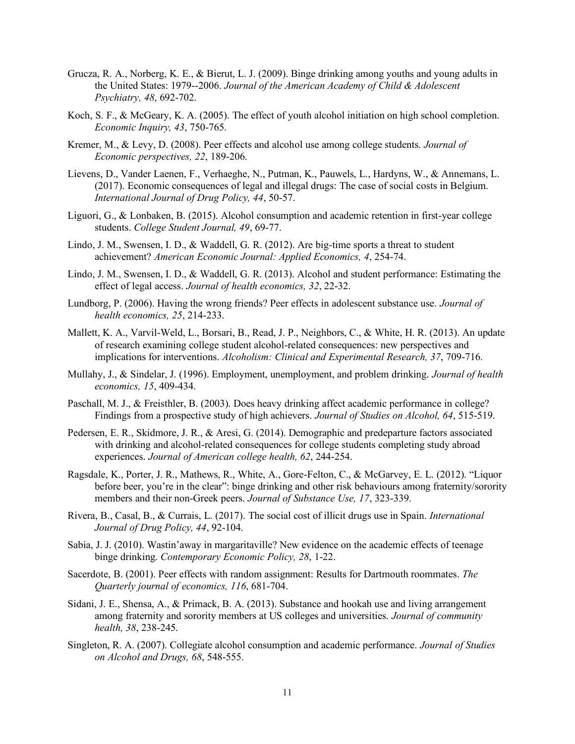Grucza, R. A., Norberg, K. E., & Bierut, L. J. (2009). Binge drinking among youths and young adults in the United States: 1979--2006. *Journal of the American Academy of Child & Adolescent Psychiatry, 48*, 692-702.

Koch, S. F., & McGeary, K. A. (2005). The effect of youth alcohol initiation on high school completion. *Economic Inquiry, 43*, 750-765.

Kremer, M., & Levy, D. (2008). Peer effects and alcohol use among college students. *Journal of Economic perspectives, 22*, 189-206.

Lievens, D., Vander Laenen, F., Verhaeghe, N., Putman, K., Pauwels, L., Hardyns, W., & Annemans, L. (2017). Economic consequences of legal and illegal drugs: The case of social costs in Belgium. *International Journal of Drug Policy, 44*, 50-57.

Liguori, G., & Lonbaken, B. (2015). Alcohol consumption and academic retention in first-year college students. *College Student Journal, 49*, 69-77.

Lindo, J. M., Swensen, I. D., & Waddell, G. R. (2012). Are big-time sports a threat to student achievement? *American Economic Journal: Applied Economics, 4*, 254-74.

Lindo, J. M., Swensen, I. D., & Waddell, G. R. (2013). Alcohol and student performance: Estimating the effect of legal access. *Journal of health economics, 32*, 22-32.

Lundborg, P. (2006). Having the wrong friends? Peer effects in adolescent substance use. *Journal of health economics, 25*, 214-233.

Mallett, K. A., Varvil-Weld, L., Borsari, B., Read, J. P., Neighbors, C., & White, H. R. (2013). An update of research examining college student alcohol-related consequences: new perspectives and implications for interventions. *Alcoholism: Clinical and Experimental Research, 37*, 709-716.

Mullahy, J., & Sindelar, J. (1996). Employment, unemployment, and problem drinking. *Journal of health economics, 15*, 409-434.

Paschall, M. J., & Freisthler, B. (2003). Does heavy drinking affect academic performance in college? Findings from a prospective study of high achievers. *Journal of Studies on Alcohol, 64*, 515-519.

Pedersen, E. R., Skidmore, J. R., & Aresi, G. (2014). Demographic and predeparture factors associated with drinking and alcohol-related consequences for college students completing study abroad experiences. *Journal of American college health, 62*, 244-254.

Ragsdale, K., Porter, J. R., Mathews, R., White, A., Gore-Felton, C., & McGarvey, E. L. (2012). "Liquor before beer, you're in the clear": binge drinking and other risk behaviours among fraternity/sorority members and their non-Greek peers. *Journal of Substance Use, 17*, 323-339.

Rivera, B., Casal, B., & Currais, L. (2017). The social cost of illicit drugs use in Spain. *International Journal of Drug Policy, 44*, 92-104.

Sabia, J. J. (2010). Wastin'away in margaritaville? New evidence on the academic effects of teenage binge drinking. *Contemporary Economic Policy, 28*, 1-22.

Sacerdote, B. (2001). Peer effects with random assignment: Results for Dartmouth roommates. *The Quarterly journal of economics, 116*, 681-704.

Sidani, J. E., Shensa, A., & Primack, B. A. (2013). Substance and hookah use and living arrangement among fraternity and sorority members at US colleges and universities. *Journal of community health, 38*, 238-245.

Singleton, R. A. (2007). Collegiate alcohol consumption and academic performance. *Journal of Studies on Alcohol and Drugs, 68*, 548-555.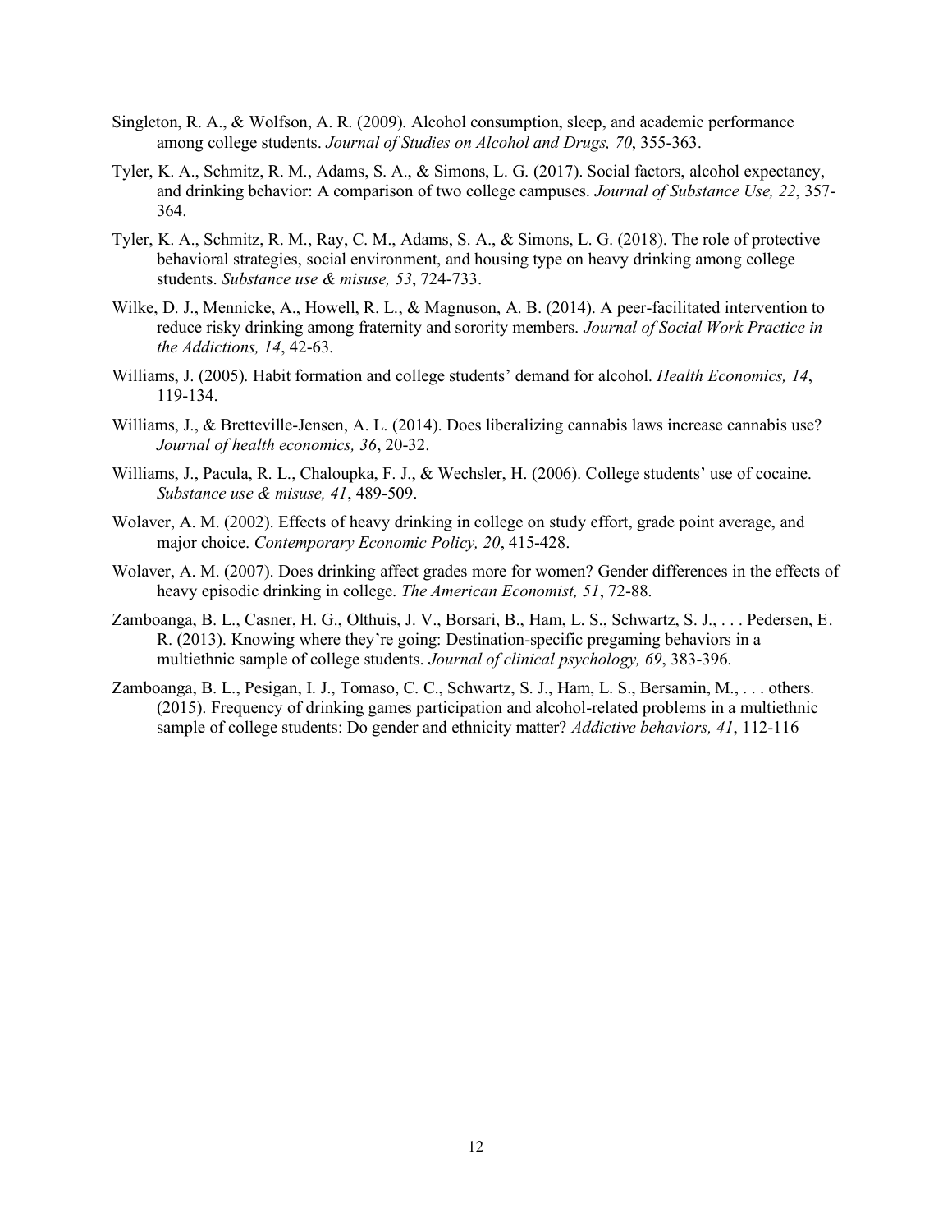Singleton, R. A., & Wolfson, A. R. (2009). Alcohol consumption, sleep, and academic performance among college students. *Journal of Studies on Alcohol and Drugs, 70*, 355-363.

Tyler, K. A., Schmitz, R. M., Adams, S. A., & Simons, L. G. (2017). Social factors, alcohol expectancy, and drinking behavior: A comparison of two college campuses. *Journal of Substance Use, 22*, 357-364.

Tyler, K. A., Schmitz, R. M., Ray, C. M., Adams, S. A., & Simons, L. G. (2018). The role of protective behavioral strategies, social environment, and housing type on heavy drinking among college students. *Substance use & misuse, 53*, 724-733.

Wilke, D. J., Mennicke, A., Howell, R. L., & Magnuson, A. B. (2014). A peer-facilitated intervention to reduce risky drinking among fraternity and sorority members. *Journal of Social Work Practice in the Addictions, 14*, 42-63.

Williams, J. (2005). Habit formation and college students' demand for alcohol. *Health Economics, 14*, 119-134.

Williams, J., & Bretteville-Jensen, A. L. (2014). Does liberalizing cannabis laws increase cannabis use? *Journal of health economics, 36*, 20-32.

Williams, J., Pacula, R. L., Chaloupka, F. J., & Wechsler, H. (2006). College students' use of cocaine. *Substance use & misuse, 41*, 489-509.

Wolaver, A. M. (2002). Effects of heavy drinking in college on study effort, grade point average, and major choice. *Contemporary Economic Policy, 20*, 415-428.

Wolaver, A. M. (2007). Does drinking affect grades more for women? Gender differences in the effects of heavy episodic drinking in college. *The American Economist, 51*, 72-88.

Zamboanga, B. L., Casner, H. G., Olthuis, J. V., Borsari, B., Ham, L. S., Schwartz, S. J., . . . Pedersen, E. R. (2013). Knowing where they're going: Destination-specific pregaming behaviors in a multiethnic sample of college students. *Journal of clinical psychology, 69*, 383-396.

Zamboanga, B. L., Pesigan, I. J., Tomaso, C. C., Schwartz, S. J., Ham, L. S., Bersamin, M., . . . others. (2015). Frequency of drinking games participation and alcohol-related problems in a multiethnic sample of college students: Do gender and ethnicity matter? *Addictive behaviors, 41*, 112-116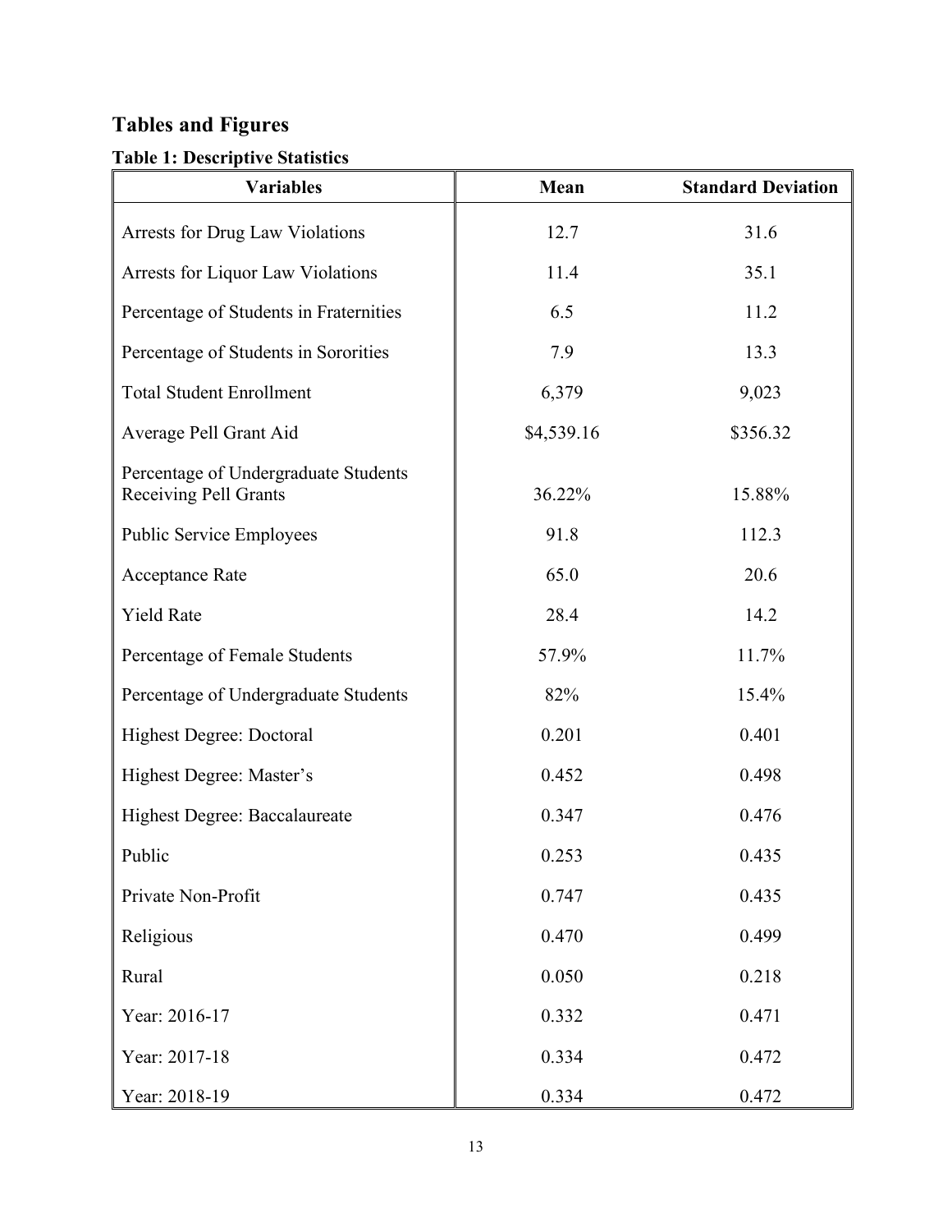## Tables and Figures

### Table 1: Descriptive Statistics

| Variables | Mean | Standard Deviation |
|---|---|---|
| Arrests for Drug Law Violations | 12.7 | 31.6 |
| Arrests for Liquor Law Violations | 11.4 | 35.1 |
| Percentage of Students in Fraternities | 6.5 | 11.2 |
| Percentage of Students in Sororities | 7.9 | 13.3 |
| Total Student Enrollment | 6,379 | 9,023 |
| Average Pell Grant Aid | $4,539.16 | $356.32 |
| Percentage of Undergraduate Students Receiving Pell Grants | 36.22% | 15.88% |
| Public Service Employees | 91.8 | 112.3 |
| Acceptance Rate | 65.0 | 20.6 |
| Yield Rate | 28.4 | 14.2 |
| Percentage of Female Students | 57.9% | 11.7% |
| Percentage of Undergraduate Students | 82% | 15.4% |
| Highest Degree: Doctoral | 0.201 | 0.401 |
| Highest Degree: Master's | 0.452 | 0.498 |
| Highest Degree: Baccalaureate | 0.347 | 0.476 |
| Public | 0.253 | 0.435 |
| Private Non-Profit | 0.747 | 0.435 |
| Religious | 0.470 | 0.499 |
| Rural | 0.050 | 0.218 |
| Year: 2016-17 | 0.332 | 0.471 |
| Year: 2017-18 | 0.334 | 0.472 |
| Year: 2018-19 | 0.334 | 0.472 |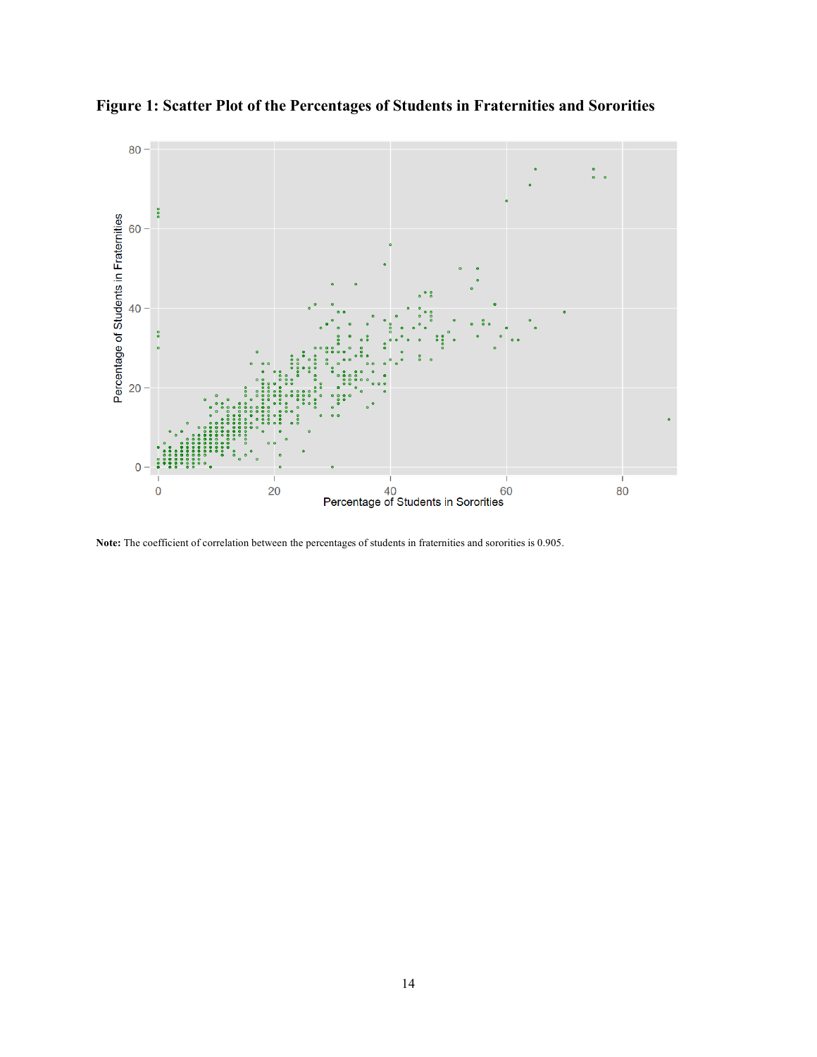**Figure 1: Scatter Plot of the Percentages of Students in Fraternities and Sororities**

**Note:** The coefficient of correlation between the percentages of students in fraternities and sororities is 0.905.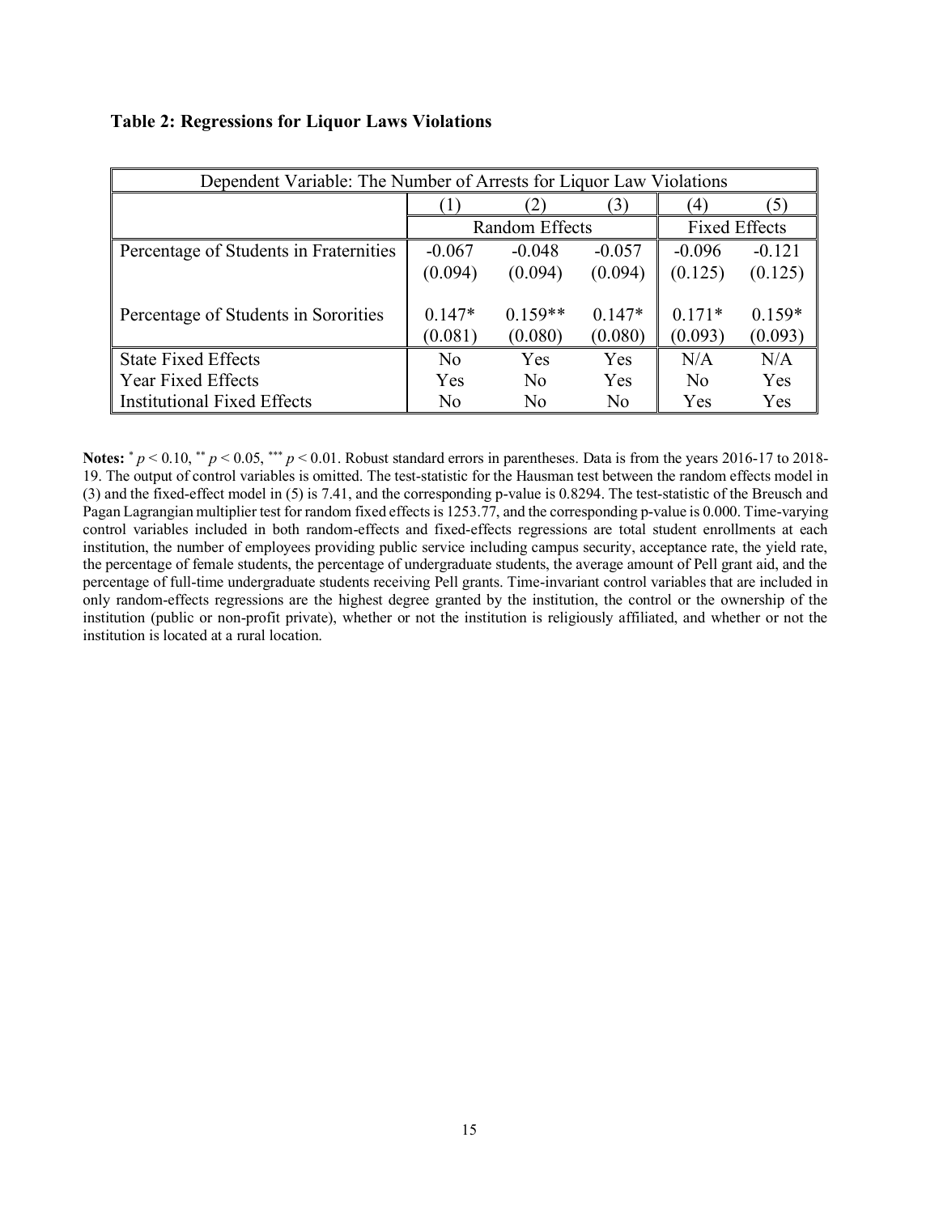**Table 2: Regressions for Liquor Laws Violations**

| Dependent Variable: The Number of Arrests for Liquor Law Violations | | | | | |
|---|---|---|---|---|---|
| | (1) | (2) | (3) | (4) | (5) |
| | Random Effects | | | Fixed Effects | |
| Percentage of Students in Fraternities | -0.067 | -0.048 | -0.057 | -0.096 | -0.121 |
| | (0.094) | (0.094) | (0.094) | (0.125) | (0.125) |
| Percentage of Students in Sororities | 0.147* | 0.159** | 0.147* | 0.171* | 0.159* |
| | (0.081) | (0.080) | (0.080) | (0.093) | (0.093) |
| State Fixed Effects | No | Yes | Yes | N/A | N/A |
| Year Fixed Effects | Yes | No | Yes | No | Yes |
| Institutional Fixed Effects | No | No | No | Yes | Yes |

**Notes:** * $p < 0.10$, ** $p < 0.05$, *** $p < 0.01$. Robust standard errors in parentheses. Data is from the years 2016-17 to 2018-19. The output of control variables is omitted. The test-statistic for the Hausman test between the random effects model in (3) and the fixed-effect model in (5) is 7.41, and the corresponding p-value is 0.8294. The test-statistic of the Breusch and Pagan Lagrangian multiplier test for random fixed effects is 1253.77, and the corresponding p-value is 0.000. Time-varying control variables included in both random-effects and fixed-effects regressions are total student enrollments at each institution, the number of employees providing public service including campus security, acceptance rate, the yield rate, the percentage of female students, the percentage of undergraduate students, the average amount of Pell grant aid, and the percentage of full-time undergraduate students receiving Pell grants. Time-invariant control variables that are included in only random-effects regressions are the highest degree granted by the institution, the control or the ownership of the institution (public or non-profit private), whether or not the institution is religiously affiliated, and whether or not the institution is located at a rural location.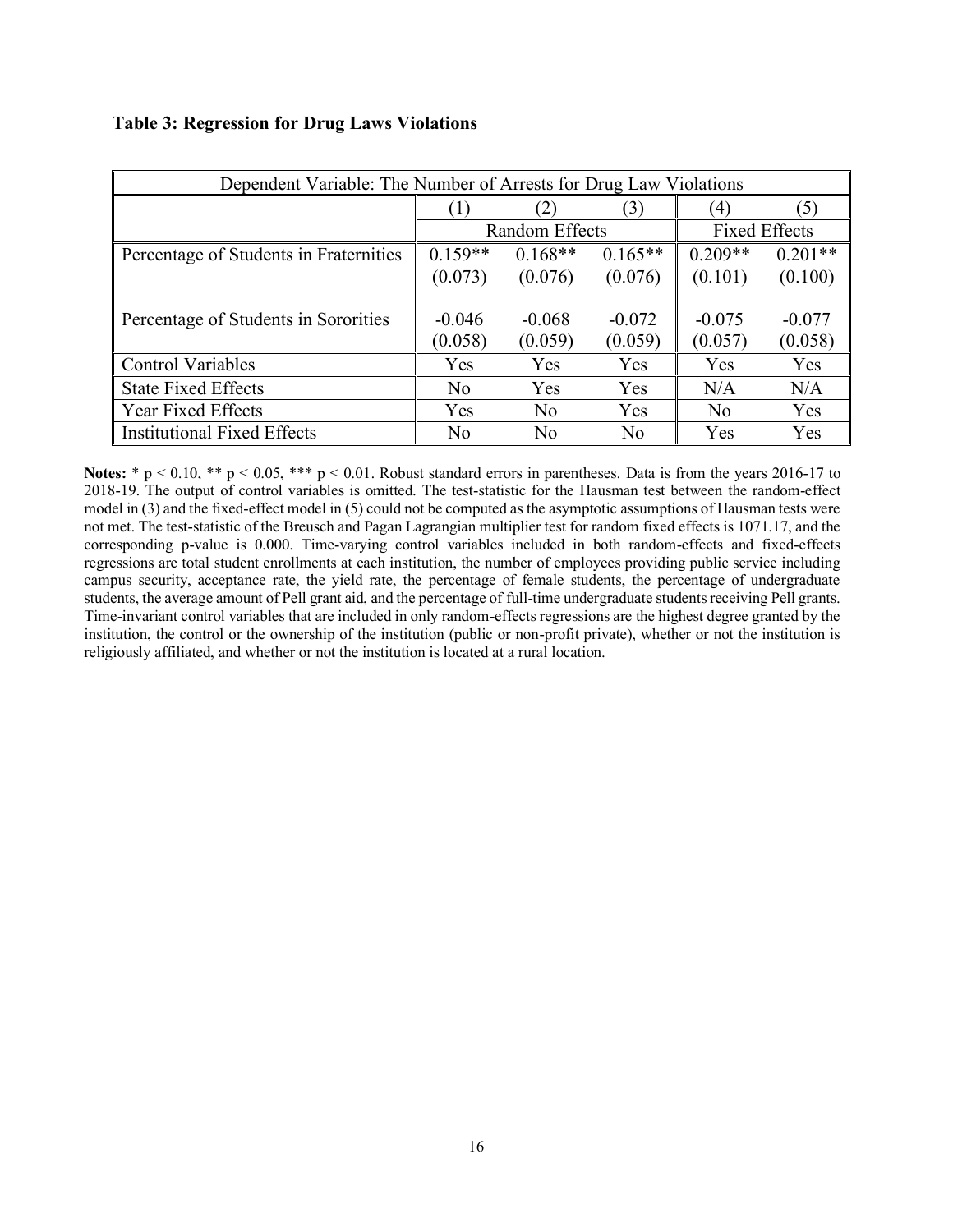**Table 3: Regression for Drug Laws Violations**

| Dependent Variable: The Number of Arrests for Drug Law Violations | | | | | |
|---|---|---|---|---|---|
| | (1) | (2) | (3) | (4) | (5) |
| | Random Effects | | | Fixed Effects | |
| Percentage of Students in Fraternities | 0.159** | 0.168** | 0.165** | 0.209** | 0.201** |
| | (0.073) | (0.076) | (0.076) | (0.101) | (0.100) |
| Percentage of Students in Sororities | -0.046 | -0.068 | -0.072 | -0.075 | -0.077 |
| | (0.058) | (0.059) | (0.059) | (0.057) | (0.058) |
| Control Variables | Yes | Yes | Yes | Yes | Yes |
| State Fixed Effects | No | Yes | Yes | N/A | N/A |
| Year Fixed Effects | Yes | No | Yes | No | Yes |
| Institutional Fixed Effects | No | No | No | Yes | Yes |

**Notes:** * p < 0.10, ** p < 0.05, *** p < 0.01. Robust standard errors in parentheses. Data is from the years 2016-17 to 2018-19. The output of control variables is omitted. The test-statistic for the Hausman test between the random-effect model in (3) and the fixed-effect model in (5) could not be computed as the asymptotic assumptions of Hausman tests were not met. The test-statistic of the Breusch and Pagan Lagrangian multiplier test for random fixed effects is 1071.17, and the corresponding p-value is 0.000. Time-varying control variables included in both random-effects and fixed-effects regressions are total student enrollments at each institution, the number of employees providing public service including campus security, acceptance rate, the yield rate, the percentage of female students, the percentage of undergraduate students, the average amount of Pell grant aid, and the percentage of full-time undergraduate students receiving Pell grants. Time-invariant control variables that are included in only random-effects regressions are the highest degree granted by the institution, the control or the ownership of the institution (public or non-profit private), whether or not the institution is religiously affiliated, and whether or not the institution is located at a rural location.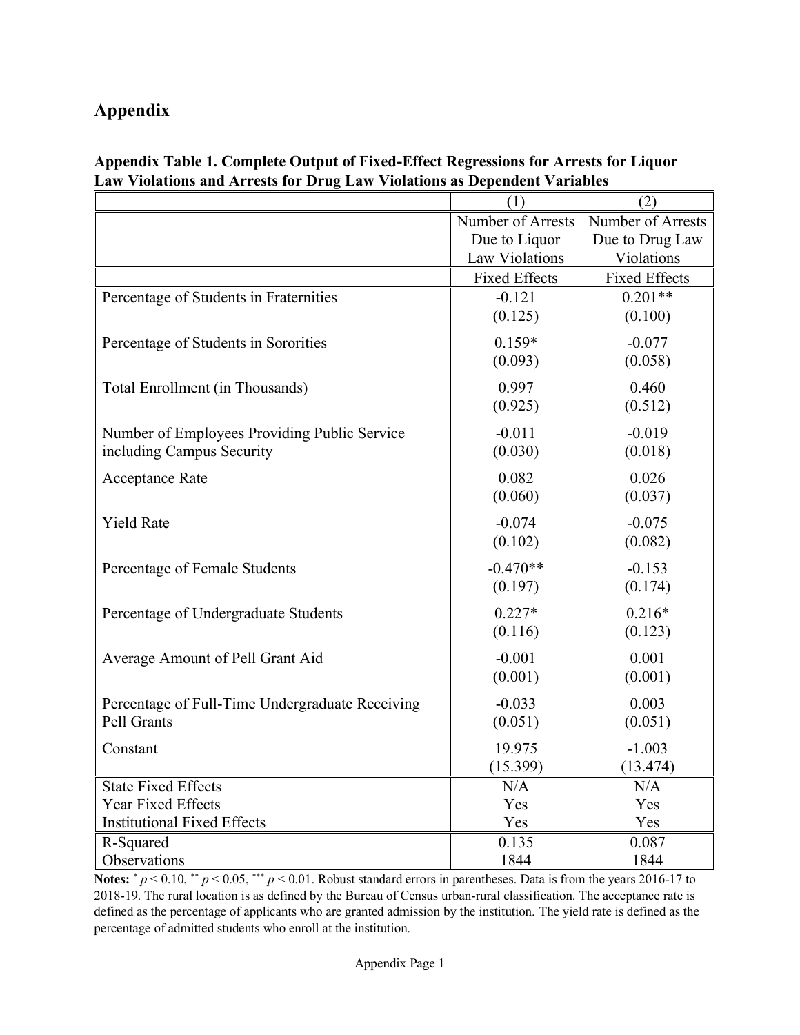# Appendix

**Appendix Table 1. Complete Output of Fixed-Effect Regressions for Arrests for Liquor Law Violations and Arrests for Drug Law Violations as Dependent Variables**

| | (1) | (2) |
|---|---|---|
| | Number of Arrests Due to Liquor Law Violations | Number of Arrests Due to Drug Law Violations |
| | Fixed Effects | Fixed Effects |
| Percentage of Students in Fraternities | -0.121 | 0.201** |
| | (0.125) | (0.100) |
| Percentage of Students in Sororities | 0.159* | -0.077 |
| | (0.093) | (0.058) |
| Total Enrollment (in Thousands) | 0.997 | 0.460 |
| | (0.925) | (0.512) |
| Number of Employees Providing Public Service including Campus Security | -0.011 | -0.019 |
| | (0.030) | (0.018) |
| Acceptance Rate | 0.082 | 0.026 |
| | (0.060) | (0.037) |
| Yield Rate | -0.074 | -0.075 |
| | (0.102) | (0.082) |
| Percentage of Female Students | -0.470** | -0.153 |
| | (0.197) | (0.174) |
| Percentage of Undergraduate Students | 0.227* | 0.216* |
| | (0.116) | (0.123) |
| Average Amount of Pell Grant Aid | -0.001 | 0.001 |
| | (0.001) | (0.001) |
| Percentage of Full-Time Undergraduate Receiving Pell Grants | -0.033 | 0.003 |
| | (0.051) | (0.051) |
| Constant | 19.975 | -1.003 |
| | (15.399) | (13.474) |
| State Fixed Effects | N/A | N/A |
| Year Fixed Effects | Yes | Yes |
| Institutional Fixed Effects | Yes | Yes |
| R-Squared | 0.135 | 0.087 |
| Observations | 1844 | 1844 |

**Notes:** * $p < 0.10$, ** $p < 0.05$, *** $p < 0.01$. Robust standard errors in parentheses. Data is from the years 2016-17 to 2018-19. The rural location is as defined by the Bureau of Census urban-rural classification. The acceptance rate is defined as the percentage of applicants who are granted admission by the institution. The yield rate is defined as the percentage of admitted students who enroll at the institution.